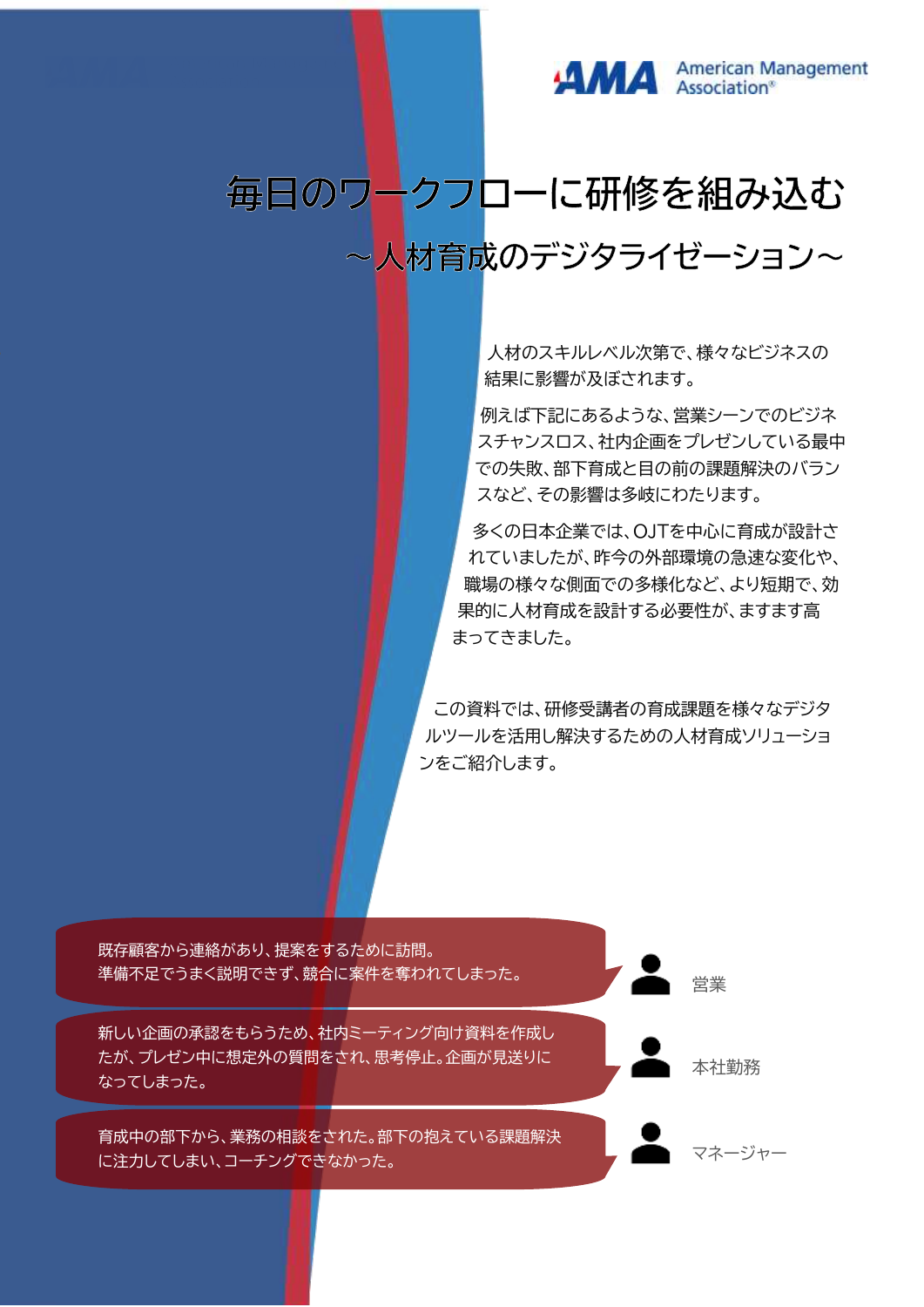American Management Association®

# 毎日のワークフローに研修を組み込む

## ～人材育成のデジタライゼーション～

人材のスキルレベル次第で、様々なビジネスの結果に影響が及ぼされます。

例えば下記にあるような、営業シーンでのビジネスチャンスロス、社内企画をプレゼンしている最中での失敗、部下育成と目の前の課題解決のバランスなど、その影響は多岐にわたります。

多くの日本企業では、OJTを中心に育成が設計されていましたが、昨今の外部環境の急速な変化や、職場の様々な側面での多様化など、より短期で、効果的に人材育成を設計する必要性が、ますます高まってきました。

この資料では、研修受講者の育成課題を様々なデジタルツールを活用し解決するための人材育成ソリューションをご紹介します。

既存顧客から連絡があり、提案をするために訪問。
準備不足でうまく説明できず、競合に案件を奪われてしまった。

営業

新しい企画の承認をもらうため、社内ミーティング向け資料を作成したが、プレゼン中に想定外の質問をされ、思考停止。企画が見送りになってしまった。

本社勤務

育成中の部下から、業務の相談をされた。部下の抱えている課題解決に注力してしまい、コーチングできなかった。

マネージャー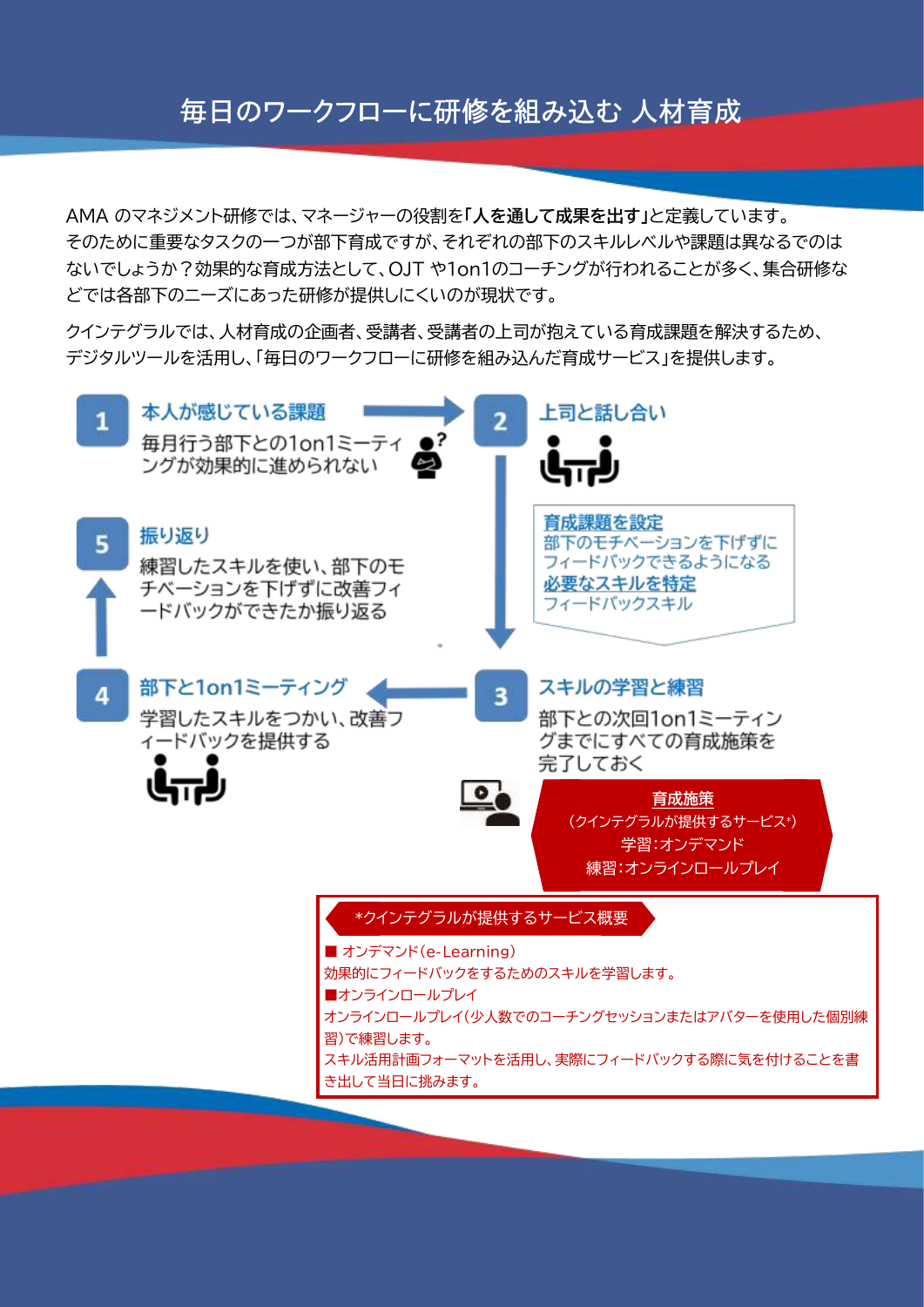# 毎日のワークフローに研修を組み込む 人材育成

AMA のマネジメント研修では、マネージャーの役割を**「人を通して成果を出す」**と定義しています。
そのために重要なタスクの一つが部下育成ですが、それぞれの部下のスキルレベルや課題は異なるのではないでしょうか？効果的な育成方法として、OJT や1on1のコーチングが行われることが多く、集合研修などでは各部下のニーズにあった研修が提供しにくいのが現状です。

クインテグラルでは、人材育成の企画者、受講者、受講者の上司が抱えている育成課題を解決するため、デジタルツールを活用し、「毎日のワークフローに研修を組み込んだ育成サービス」を提供します。

**1 本人が感じている課題**

毎月行う部下との1on1ミーティングが効果的に進められない

**2 上司と話し合い**

**育成課題を設定**
部下のモチベーションを下げずにフィードバックできるようになる
**必要なスキルを特定**
フィードバックスキル

**3 スキルの学習と練習**

部下との次回1on1ミーティングまでにすべての育成施策を完了しておく

**育成施策**
（クインテグラルが提供するサービス*）
学習：オンデマンド
練習：オンラインロールプレイ

**4 部下と1on1ミーティング**

学習したスキルをつかい、改善フィードバックを提供する

**5 振り返り**

練習したスキルを使い、部下のモチベーションを下げずに改善フィードバックができたか振り返る

**\*クインテグラルが提供するサービス概要**

■ オンデマンド（e-Learning）
効果的にフィードバックをするためのスキルを学習します。

■オンラインロールプレイ
オンラインロールプレイ（少人数でのコーチングセッションまたはアバターを使用した個別練習）で練習します。
スキル活用計画フォーマットを活用し、実際にフィードバックする際に気を付けることを書き出して当日に挑みます。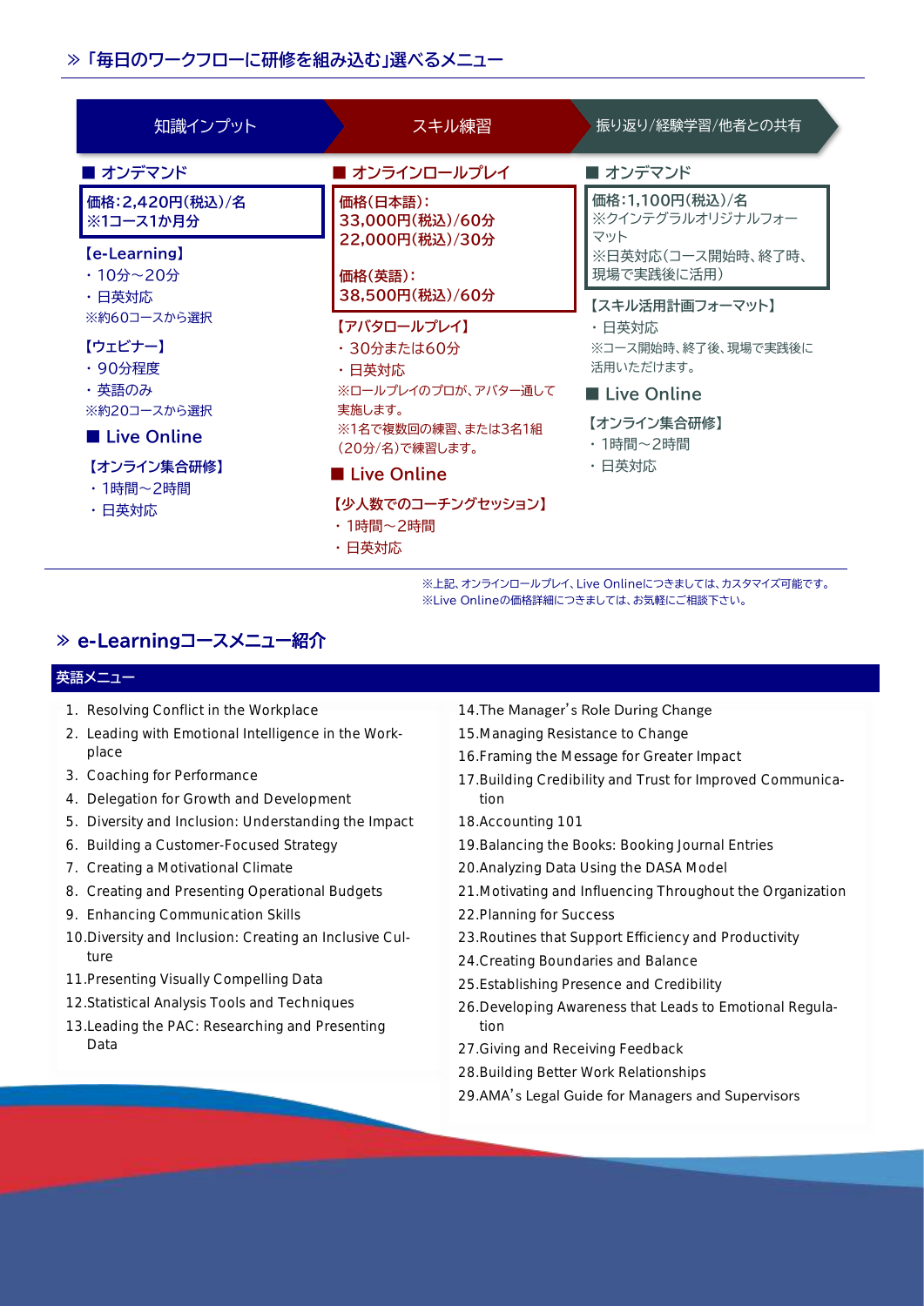## 「毎日のワークフローに研修を組み込む」選べるメニュー

### 知識インプット

**■ オンデマンド**

価格：2,420円（税込）/名
※1コース1か月分

【e-Learning】
- 10分～20分
- 日英対応

※約60コースから選択

【ウェビナー】
- 90分程度
- 英語のみ

※約20コースから選択

**■ Live Online**

【オンライン集合研修】
- 1時間～2時間
- 日英対応

### スキル練習

**■ オンラインロールプレイ**

価格（日本語）：
33,000円（税込）/60分
22,000円（税込）/30分

価格（英語）：
38,500円（税込）/60分

【アバタロールプレイ】
- 30分または60分
- 日英対応

※ロールプレイのプロが、アバター通して実施します。
※1名で複数回の練習、または3名1組（20分/名）で練習します。

**■ Live Online**

【少人数でのコーチングセッション】
- 1時間～2時間
- 日英対応

### 振り返り/経験学習/他者との共有

**■ オンデマンド**

価格：1,100円（税込）/名
※クインテグラルオリジナルフォーマット
※日英対応（コース開始時、終了時、現場で実践後に活用）

【スキル活用計画フォーマット】
- 日英対応

※コース開始時、終了後、現場で実践後に活用いただけます。

**■ Live Online**

【オンライン集合研修】
- 1時間～2時間
- 日英対応

※上記、オンラインロールプレイ、Live Onlineにつきましては、カスタマイズ可能です。
※Live Onlineの価格詳細につきましては、お気軽にご相談下さい。

## e-Learningコースメニュー紹介

### 英語メニュー

1. Resolving Conflict in the Workplace
2. Leading with Emotional Intelligence in the Workplace
3. Coaching for Performance
4. Delegation for Growth and Development
5. Diversity and Inclusion: Understanding the Impact
6. Building a Customer-Focused Strategy
7. Creating a Motivational Climate
8. Creating and Presenting Operational Budgets
9. Enhancing Communication Skills
10. Diversity and Inclusion: Creating an Inclusive Culture
11. Presenting Visually Compelling Data
12. Statistical Analysis Tools and Techniques
13. Leading the PAC: Researching and Presenting Data
14. The Manager's Role During Change
15. Managing Resistance to Change
16. Framing the Message for Greater Impact
17. Building Credibility and Trust for Improved Communication
18. Accounting 101
19. Balancing the Books: Booking Journal Entries
20. Analyzing Data Using the DASA Model
21. Motivating and Influencing Throughout the Organization
22. Planning for Success
23. Routines that Support Efficiency and Productivity
24. Creating Boundaries and Balance
25. Establishing Presence and Credibility
26. Developing Awareness that Leads to Emotional Regulation
27. Giving and Receiving Feedback
28. Building Better Work Relationships
29. AMA's Legal Guide for Managers and Supervisors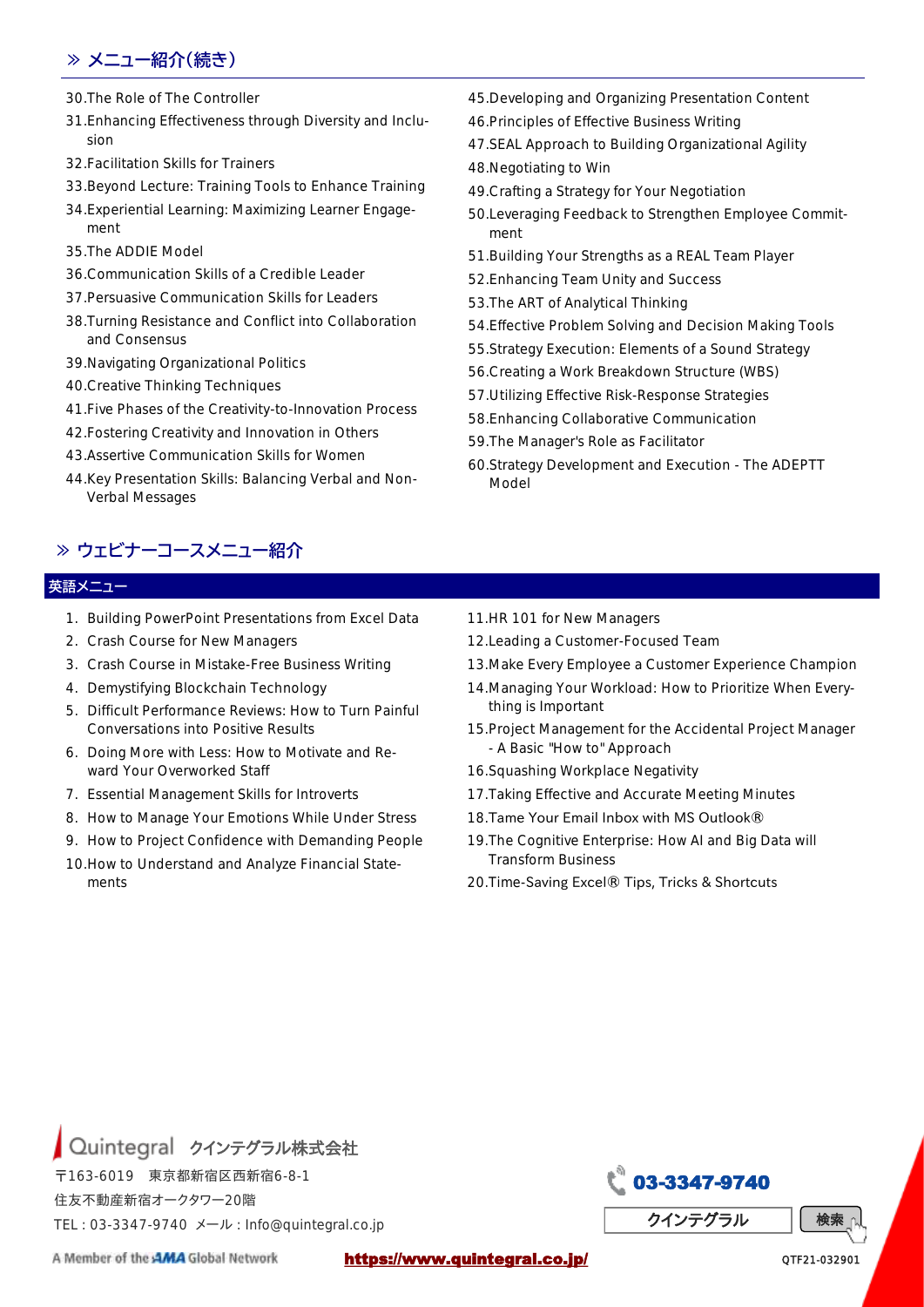## ≫ メニュー紹介(続き)

30.The Role of The Controller
31.Enhancing Effectiveness through Diversity and Inclusion
32.Facilitation Skills for Trainers
33.Beyond Lecture: Training Tools to Enhance Training
34.Experiential Learning: Maximizing Learner Engagement
35.The ADDIE Model
36.Communication Skills of a Credible Leader
37.Persuasive Communication Skills for Leaders
38.Turning Resistance and Conflict into Collaboration and Consensus
39.Navigating Organizational Politics
40.Creative Thinking Techniques
41.Five Phases of the Creativity-to-Innovation Process
42.Fostering Creativity and Innovation in Others
43.Assertive Communication Skills for Women
44.Key Presentation Skills: Balancing Verbal and Non-Verbal Messages
45.Developing and Organizing Presentation Content
46.Principles of Effective Business Writing
47.SEAL Approach to Building Organizational Agility
48.Negotiating to Win
49.Crafting a Strategy for Your Negotiation
50.Leveraging Feedback to Strengthen Employee Commitment
51.Building Your Strengths as a REAL Team Player
52.Enhancing Team Unity and Success
53.The ART of Analytical Thinking
54.Effective Problem Solving and Decision Making Tools
55.Strategy Execution: Elements of a Sound Strategy
56.Creating a Work Breakdown Structure (WBS)
57.Utilizing Effective Risk-Response Strategies
58.Enhancing Collaborative Communication
59.The Manager's Role as Facilitator
60.Strategy Development and Execution - The ADEPTT Model

## ≫ ウェビナーコースメニュー紹介

### 英語メニュー

1. Building PowerPoint Presentations from Excel Data
2. Crash Course for New Managers
3. Crash Course in Mistake-Free Business Writing
4. Demystifying Blockchain Technology
5. Difficult Performance Reviews: How to Turn Painful Conversations into Positive Results
6. Doing More with Less: How to Motivate and Reward Your Overworked Staff
7. Essential Management Skills for Introverts
8. How to Manage Your Emotions While Under Stress
9. How to Project Confidence with Demanding People
10. How to Understand and Analyze Financial Statements
11. HR 101 for New Managers
12. Leading a Customer-Focused Team
13. Make Every Employee a Customer Experience Champion
14. Managing Your Workload: How to Prioritize When Everything is Important
15. Project Management for the Accidental Project Manager - A Basic "How to" Approach
16. Squashing Workplace Negativity
17. Taking Effective and Accurate Meeting Minutes
18. Tame Your Email Inbox with MS Outlook®
19. The Cognitive Enterprise: How AI and Big Data will Transform Business
20. Time-Saving Excel® Tips, Tricks & Shortcuts

Quintegral クインテグラル株式会社

〒163-6019 東京都新宿区西新宿6-8-1
住友不動産新宿オークタワー20階
TEL : 03-3347-9740 メール : Info@quintegral.co.jp

03-3347-9740

クインテグラル 検索

A Member of the AMA Global Network

https://www.quintegral.co.jp/

QTF21-032901